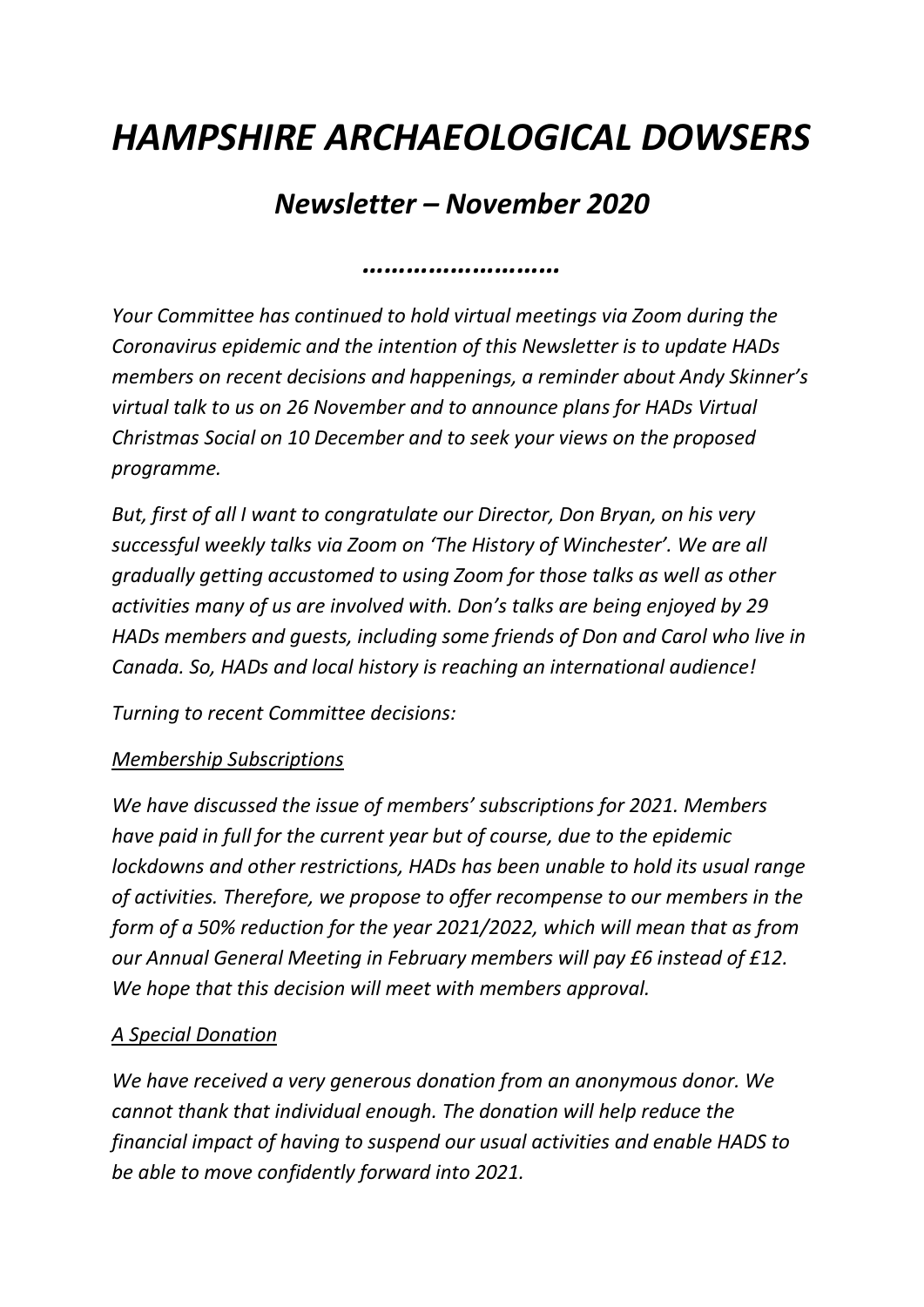# *HAMPSHIRE ARCHAEOLOGICAL DOWSERS*

## *Newsletter – November 2020*

*……………………*

*Your Committee has continued to hold virtual meetings via Zoom during the Coronavirus epidemic and the intention of this Newsletter is to update HADs members on recent decisions and happenings, a reminder about Andy Skinner's virtual talk to us on 26 November and to announce plans for HADs Virtual Christmas Social on 10 December and to seek your views on the proposed programme.*

*But, first of all I want to congratulate our Director, Don Bryan, on his very successful weekly talks via Zoom on 'The History of Winchester'. We are all gradually getting accustomed to using Zoom for those talks as well as other activities many of us are involved with. Don's talks are being enjoyed by 29 HADs members and guests, including some friends of Don and Carol who live in Canada. So, HADs and local history is reaching an international audience!*

*Turning to recent Committee decisions:*

*<u>Membership Subscriptions</u>*

*We have discussed the issue of members' subscriptions for 2021. Members have paid in full for the current year but of course, due to the epidemic lockdowns and other restrictions, HADs has been unable to hold its usual range of activities. Therefore, we propose to offer recompense to our members in the form of a 50% reduction for the year 2021/2022, which will mean that as from our Annual General Meeting in February members will pay £6 instead of £12. We hope that this decision will meet with members approval.*

*<u>A Special Donation</u>*

*We have received a very generous donation from an anonymous donor. We cannot thank that individual enough. The donation will help reduce the financial impact of having to suspend our usual activities and enable HADS to be able to move confidently forward into 2021.*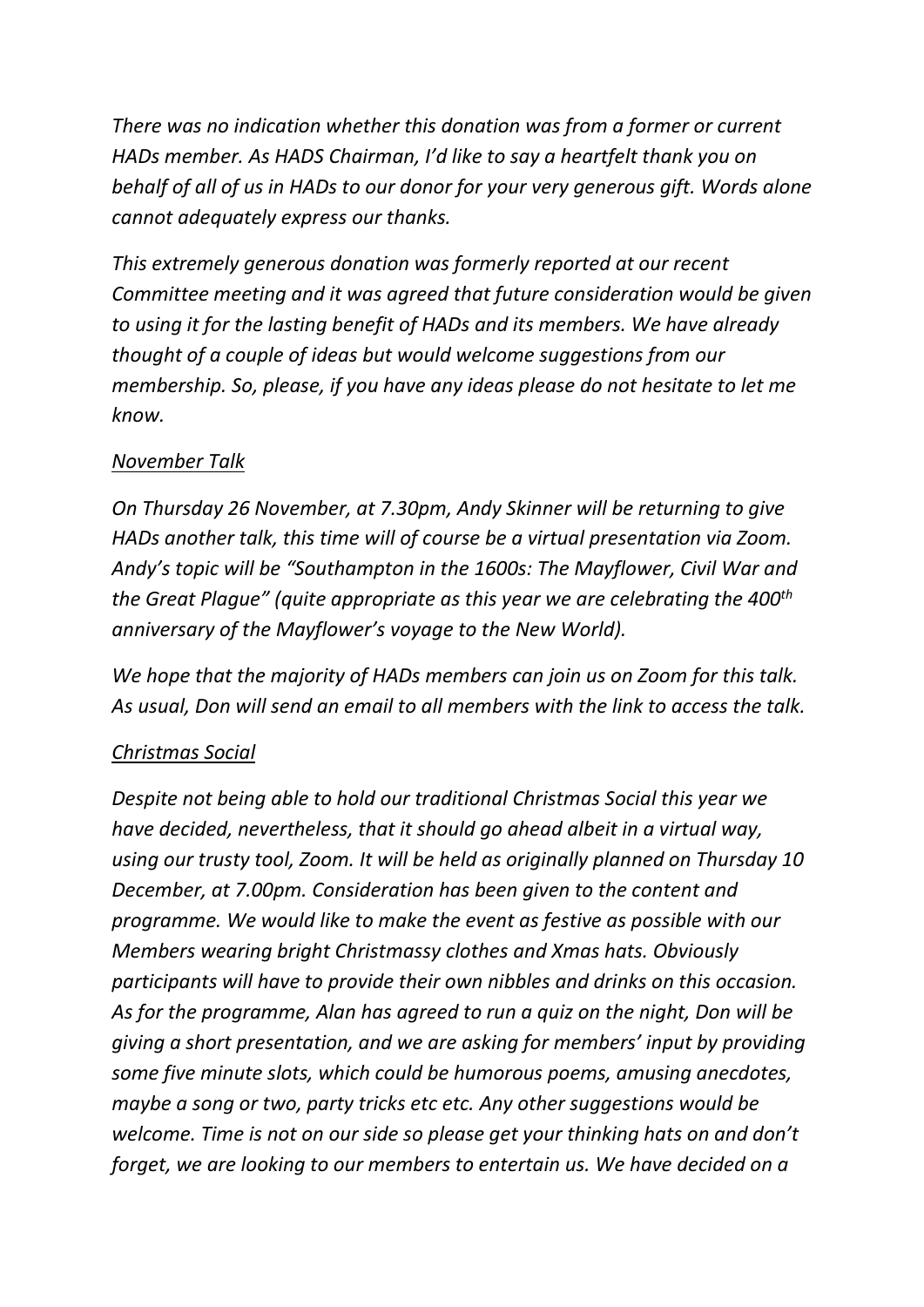*There was no indication whether this donation was from a former or current HADs member. As HADS Chairman, I'd like to say a heartfelt thank you on behalf of all of us in HADs to our donor for your very generous gift. Words alone cannot adequately express our thanks.*

*This extremely generous donation was formerly reported at our recent Committee meeting and it was agreed that future consideration would be given to using it for the lasting benefit of HADs and its members. We have already thought of a couple of ideas but would welcome suggestions from our membership. So, please, if you have any ideas please do not hesitate to let me know.*

*<u>November Talk</u>*

*On Thursday 26 November, at 7.30pm, Andy Skinner will be returning to give HADs another talk, this time will of course be a virtual presentation via Zoom. Andy's topic will be "Southampton in the 1600s: The Mayflower, Civil War and the Great Plague" (quite appropriate as this year we are celebrating the 400th anniversary of the Mayflower's voyage to the New World).*

*We hope that the majority of HADs members can join us on Zoom for this talk. As usual, Don will send an email to all members with the link to access the talk.*

*<u>Christmas Social</u>*

*Despite not being able to hold our traditional Christmas Social this year we have decided, nevertheless, that it should go ahead albeit in a virtual way, using our trusty tool, Zoom. It will be held as originally planned on Thursday 10 December, at 7.00pm. Consideration has been given to the content and programme. We would like to make the event as festive as possible with our Members wearing bright Christmassy clothes and Xmas hats. Obviously participants will have to provide their own nibbles and drinks on this occasion. As for the programme, Alan has agreed to run a quiz on the night, Don will be giving a short presentation, and we are asking for members' input by providing some five minute slots, which could be humorous poems, amusing anecdotes, maybe a song or two, party tricks etc etc. Any other suggestions would be welcome. Time is not on our side so please get your thinking hats on and don't forget, we are looking to our members to entertain us. We have decided on a*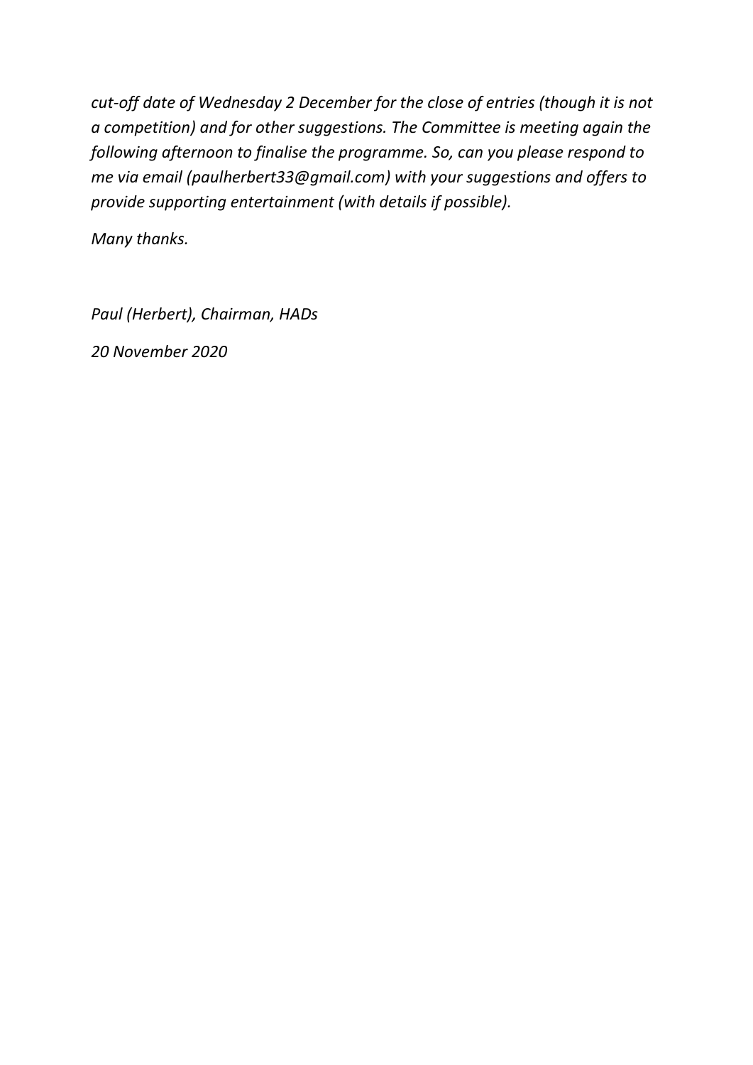*cut-off date of Wednesday 2 December for the close of entries (though it is not a competition) and for other suggestions. The Committee is meeting again the following afternoon to finalise the programme. So, can you please respond to me via email (paulherbert33@gmail.com) with your suggestions and offers to provide supporting entertainment (with details if possible).*

*Many thanks.*

*Paul (Herbert), Chairman, HADs*

*20 November 2020*